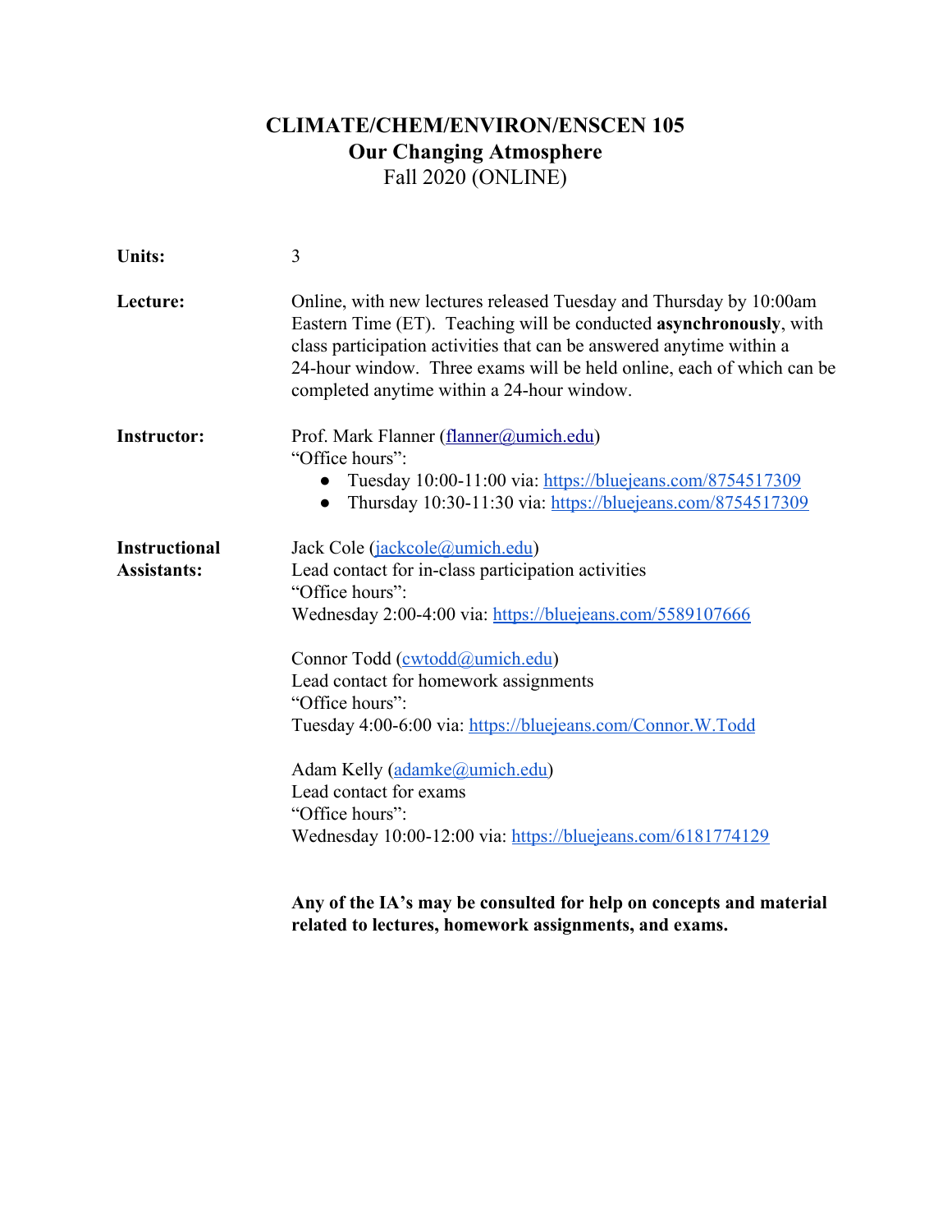# CLIMATE/CHEM/ENVIRON/ENSCEN 105
## Our Changing Atmosphere
### Fall 2020 (ONLINE)

**Units:** 3

**Lecture:** Online, with new lectures released Tuesday and Thursday by 10:00am Eastern Time (ET). Teaching will be conducted **asynchronously**, with class participation activities that can be answered anytime within a 24-hour window. Three exams will be held online, each of which can be completed anytime within a 24-hour window.

**Instructor:** Prof. Mark Flanner (flanner@umich.edu)
"Office hours":
- Tuesday 10:00-11:00 via: https://bluejeans.com/8754517309
- Thursday 10:30-11:30 via: https://bluejeans.com/8754517309

**Instructional Assistants:**

Jack Cole (jackcole@umich.edu)
Lead contact for in-class participation activities
"Office hours":
Wednesday 2:00-4:00 via: https://bluejeans.com/5589107666

Connor Todd (cwtodd@umich.edu)
Lead contact for homework assignments
"Office hours":
Tuesday 4:00-6:00 via: https://bluejeans.com/Connor.W.Todd

Adam Kelly (adamke@umich.edu)
Lead contact for exams
"Office hours":
Wednesday 10:00-12:00 via: https://bluejeans.com/6181774129

**Any of the IA's may be consulted for help on concepts and material related to lectures, homework assignments, and exams.**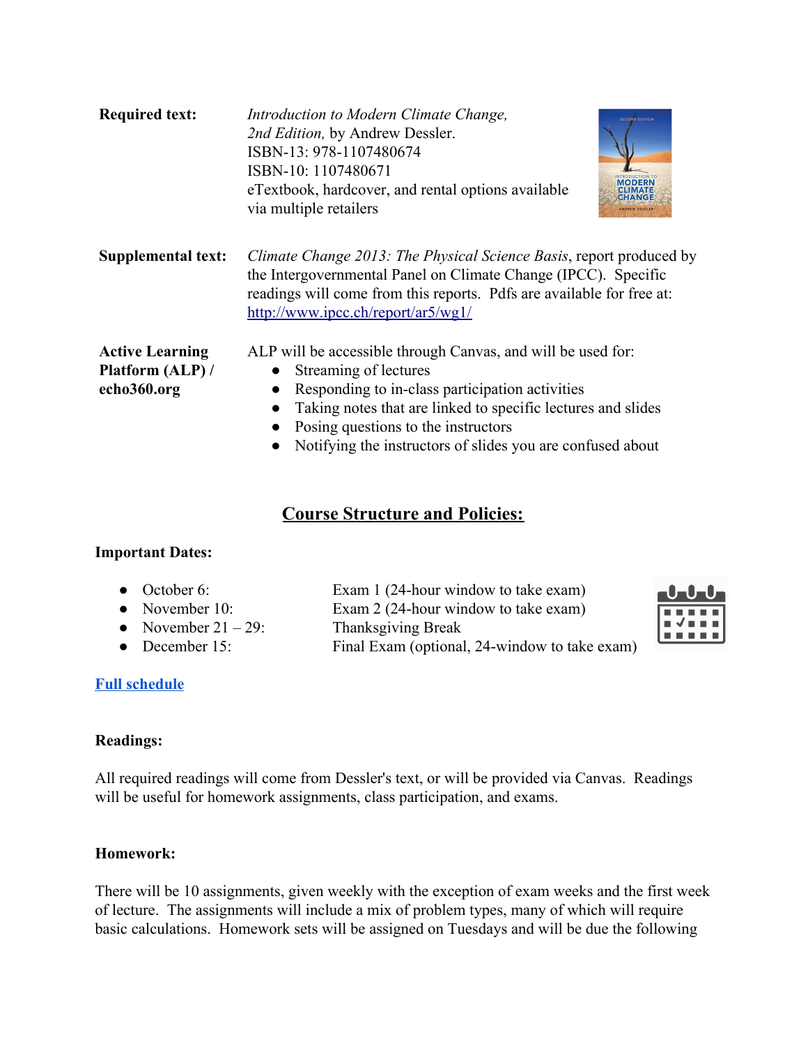**Required text:** *Introduction to Modern Climate Change, 2nd Edition,* by Andrew Dessler.
ISBN-13: 978-1107480674
ISBN-10: 1107480671
eTextbook, hardcover, and rental options available via multiple retailers

**Supplemental text:** *Climate Change 2013: The Physical Science Basis*, report produced by the Intergovernmental Panel on Climate Change (IPCC). Specific readings will come from this reports. Pdfs are available for free at: [http://www.ipcc.ch/report/ar5/wg1/](http://www.ipcc.ch/report/ar5/wg1/)

**Active Learning Platform (ALP) / echo360.org**

ALP will be accessible through Canvas, and will be used for:

- Streaming of lectures
- Responding to in-class participation activities
- Taking notes that are linked to specific lectures and slides
- Posing questions to the instructors
- Notifying the instructors of slides you are confused about

## Course Structure and Policies:

### Important Dates:

- October 6: Exam 1 (24-hour window to take exam)
- November 10: Exam 2 (24-hour window to take exam)
- November 21 – 29: Thanksgiving Break
- December 15: Final Exam (optional, 24-window to take exam)

**Full schedule**

### Readings:

All required readings will come from Dessler's text, or will be provided via Canvas. Readings will be useful for homework assignments, class participation, and exams.

### Homework:

There will be 10 assignments, given weekly with the exception of exam weeks and the first week of lecture. The assignments will include a mix of problem types, many of which will require basic calculations. Homework sets will be assigned on Tuesdays and will be due the following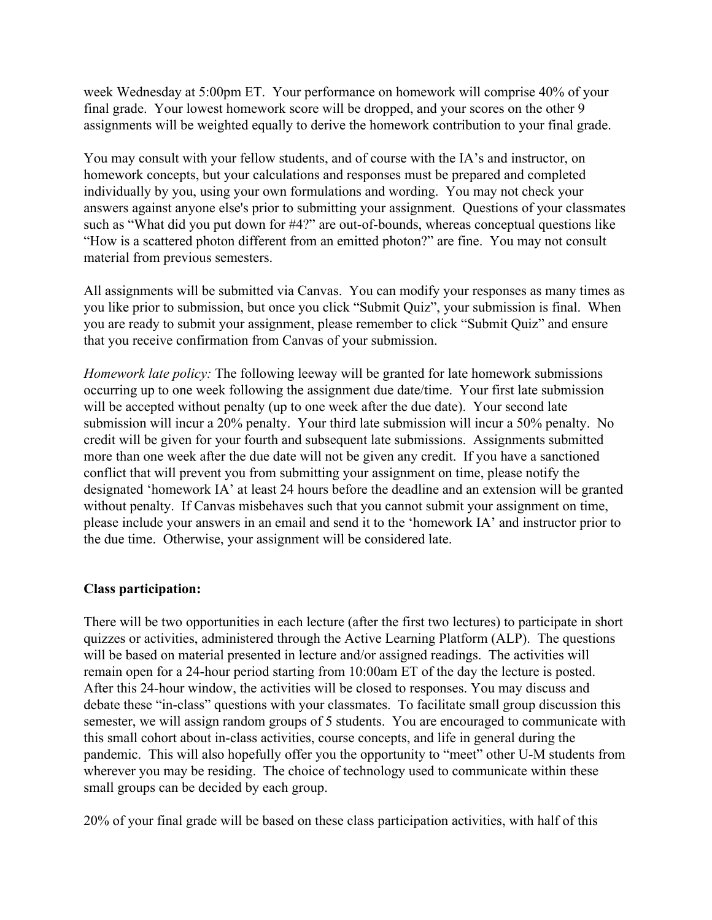week Wednesday at 5:00pm ET. Your performance on homework will comprise 40% of your final grade. Your lowest homework score will be dropped, and your scores on the other 9 assignments will be weighted equally to derive the homework contribution to your final grade.

You may consult with your fellow students, and of course with the IA's and instructor, on homework concepts, but your calculations and responses must be prepared and completed individually by you, using your own formulations and wording. You may not check your answers against anyone else's prior to submitting your assignment. Questions of your classmates such as "What did you put down for #4?" are out-of-bounds, whereas conceptual questions like "How is a scattered photon different from an emitted photon?" are fine. You may not consult material from previous semesters.

All assignments will be submitted via Canvas. You can modify your responses as many times as you like prior to submission, but once you click "Submit Quiz", your submission is final. When you are ready to submit your assignment, please remember to click "Submit Quiz" and ensure that you receive confirmation from Canvas of your submission.

*Homework late policy:* The following leeway will be granted for late homework submissions occurring up to one week following the assignment due date/time. Your first late submission will be accepted without penalty (up to one week after the due date). Your second late submission will incur a 20% penalty. Your third late submission will incur a 50% penalty. No credit will be given for your fourth and subsequent late submissions. Assignments submitted more than one week after the due date will not be given any credit. If you have a sanctioned conflict that will prevent you from submitting your assignment on time, please notify the designated 'homework IA' at least 24 hours before the deadline and an extension will be granted without penalty. If Canvas misbehaves such that you cannot submit your assignment on time, please include your answers in an email and send it to the 'homework IA' and instructor prior to the due time. Otherwise, your assignment will be considered late.

**Class participation:**

There will be two opportunities in each lecture (after the first two lectures) to participate in short quizzes or activities, administered through the Active Learning Platform (ALP). The questions will be based on material presented in lecture and/or assigned readings. The activities will remain open for a 24-hour period starting from 10:00am ET of the day the lecture is posted. After this 24-hour window, the activities will be closed to responses. You may discuss and debate these "in-class" questions with your classmates. To facilitate small group discussion this semester, we will assign random groups of 5 students. You are encouraged to communicate with this small cohort about in-class activities, course concepts, and life in general during the pandemic. This will also hopefully offer you the opportunity to "meet" other U-M students from wherever you may be residing. The choice of technology used to communicate within these small groups can be decided by each group.

20% of your final grade will be based on these class participation activities, with half of this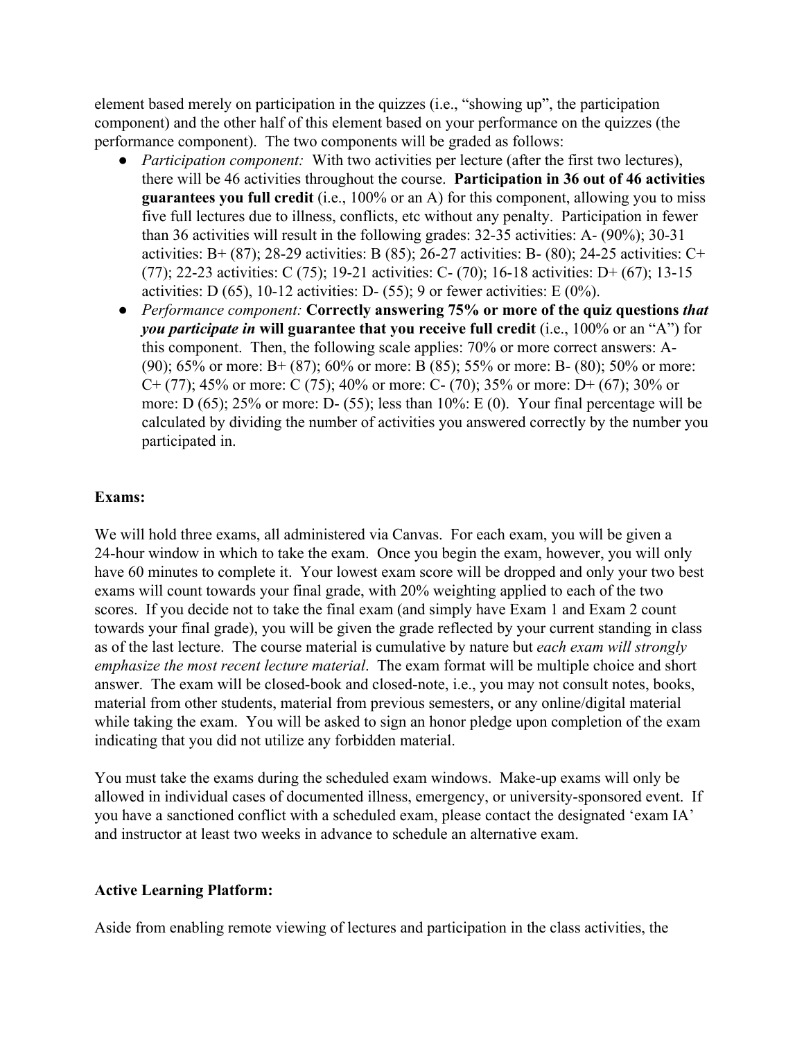element based merely on participation in the quizzes (i.e., "showing up", the participation component) and the other half of this element based on your performance on the quizzes (the performance component). The two components will be graded as follows:

- *Participation component:* With two activities per lecture (after the first two lectures), there will be 46 activities throughout the course. **Participation in 36 out of 46 activities guarantees you full credit** (i.e., 100% or an A) for this component, allowing you to miss five full lectures due to illness, conflicts, etc without any penalty. Participation in fewer than 36 activities will result in the following grades: 32-35 activities: A- (90%); 30-31 activities: B+ (87); 28-29 activities: B (85); 26-27 activities: B- (80); 24-25 activities: C+ (77); 22-23 activities: C (75); 19-21 activities: C- (70); 16-18 activities: D+ (67); 13-15 activities: D (65), 10-12 activities: D- (55); 9 or fewer activities: E (0%).
- *Performance component:* **Correctly answering 75% or more of the quiz questions *that you participate in* will guarantee that you receive full credit** (i.e., 100% or an "A") for this component. Then, the following scale applies: 70% or more correct answers: A- (90); 65% or more: B+ (87); 60% or more: B (85); 55% or more: B- (80); 50% or more: C+ (77); 45% or more: C (75); 40% or more: C- (70); 35% or more: D+ (67); 30% or more: D (65); 25% or more: D- (55); less than 10%: E (0). Your final percentage will be calculated by dividing the number of activities you answered correctly by the number you participated in.

**Exams:**

We will hold three exams, all administered via Canvas. For each exam, you will be given a 24-hour window in which to take the exam. Once you begin the exam, however, you will only have 60 minutes to complete it. Your lowest exam score will be dropped and only your two best exams will count towards your final grade, with 20% weighting applied to each of the two scores. If you decide not to take the final exam (and simply have Exam 1 and Exam 2 count towards your final grade), you will be given the grade reflected by your current standing in class as of the last lecture. The course material is cumulative by nature but *each exam will strongly emphasize the most recent lecture material*. The exam format will be multiple choice and short answer. The exam will be closed-book and closed-note, i.e., you may not consult notes, books, material from other students, material from previous semesters, or any online/digital material while taking the exam. You will be asked to sign an honor pledge upon completion of the exam indicating that you did not utilize any forbidden material.

You must take the exams during the scheduled exam windows. Make-up exams will only be allowed in individual cases of documented illness, emergency, or university-sponsored event. If you have a sanctioned conflict with a scheduled exam, please contact the designated 'exam IA' and instructor at least two weeks in advance to schedule an alternative exam.

**Active Learning Platform:**

Aside from enabling remote viewing of lectures and participation in the class activities, the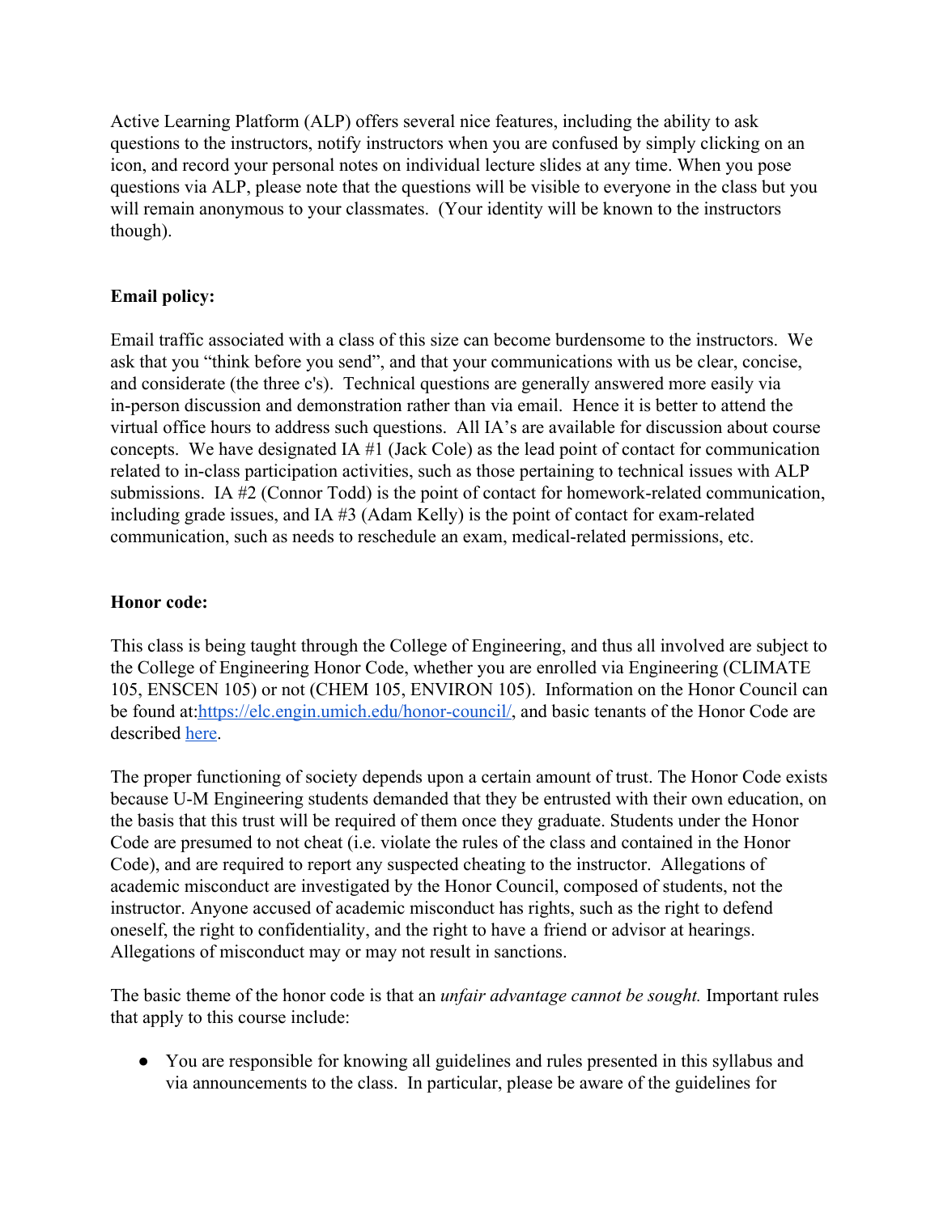Active Learning Platform (ALP) offers several nice features, including the ability to ask questions to the instructors, notify instructors when you are confused by simply clicking on an icon, and record your personal notes on individual lecture slides at any time. When you pose questions via ALP, please note that the questions will be visible to everyone in the class but you will remain anonymous to your classmates. (Your identity will be known to the instructors though).

**Email policy:**

Email traffic associated with a class of this size can become burdensome to the instructors. We ask that you "think before you send", and that your communications with us be clear, concise, and considerate (the three c's). Technical questions are generally answered more easily via in-person discussion and demonstration rather than via email. Hence it is better to attend the virtual office hours to address such questions. All IA's are available for discussion about course concepts. We have designated IA #1 (Jack Cole) as the lead point of contact for communication related to in-class participation activities, such as those pertaining to technical issues with ALP submissions. IA #2 (Connor Todd) is the point of contact for homework-related communication, including grade issues, and IA #3 (Adam Kelly) is the point of contact for exam-related communication, such as needs to reschedule an exam, medical-related permissions, etc.

**Honor code:**

This class is being taught through the College of Engineering, and thus all involved are subject to the College of Engineering Honor Code, whether you are enrolled via Engineering (CLIMATE 105, ENSCEN 105) or not (CHEM 105, ENVIRON 105). Information on the Honor Council can be found at:[https://elc.engin.umich.edu/honor-council/](https://elc.engin.umich.edu/honor-council/), and basic tenants of the Honor Code are described [here](here).

The proper functioning of society depends upon a certain amount of trust. The Honor Code exists because U-M Engineering students demanded that they be entrusted with their own education, on the basis that this trust will be required of them once they graduate. Students under the Honor Code are presumed to not cheat (i.e. violate the rules of the class and contained in the Honor Code), and are required to report any suspected cheating to the instructor. Allegations of academic misconduct are investigated by the Honor Council, composed of students, not the instructor. Anyone accused of academic misconduct has rights, such as the right to defend oneself, the right to confidentiality, and the right to have a friend or advisor at hearings. Allegations of misconduct may or may not result in sanctions.

The basic theme of the honor code is that an *unfair advantage cannot be sought.* Important rules that apply to this course include:

- You are responsible for knowing all guidelines and rules presented in this syllabus and via announcements to the class. In particular, please be aware of the guidelines for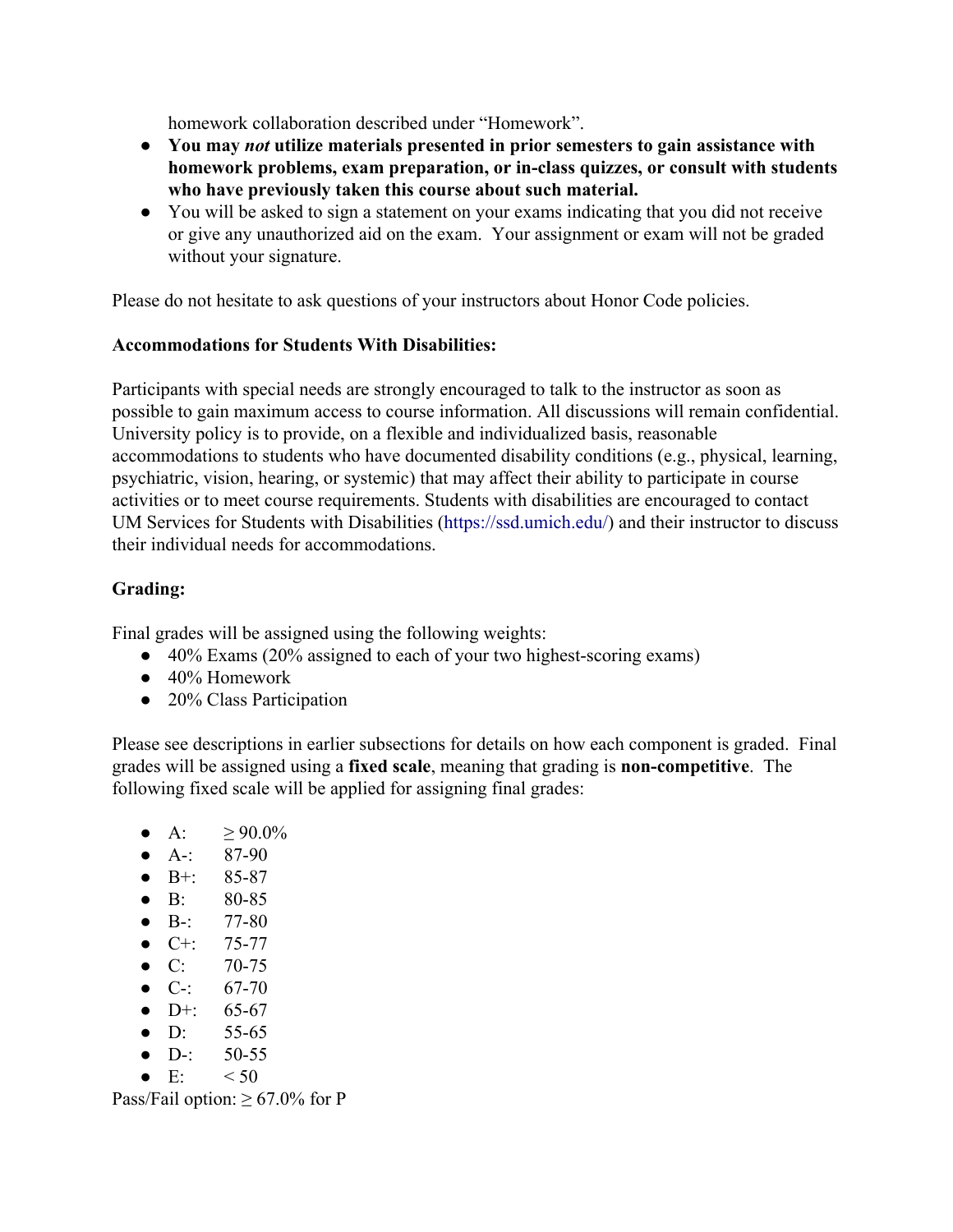homework collaboration described under "Homework".

- **You may *not* utilize materials presented in prior semesters to gain assistance with homework problems, exam preparation, or in-class quizzes, or consult with students who have previously taken this course about such material.**
- You will be asked to sign a statement on your exams indicating that you did not receive or give any unauthorized aid on the exam. Your assignment or exam will not be graded without your signature.

Please do not hesitate to ask questions of your instructors about Honor Code policies.

**Accommodations for Students With Disabilities:**

Participants with special needs are strongly encouraged to talk to the instructor as soon as possible to gain maximum access to course information. All discussions will remain confidential. University policy is to provide, on a flexible and individualized basis, reasonable accommodations to students who have documented disability conditions (e.g., physical, learning, psychiatric, vision, hearing, or systemic) that may affect their ability to participate in course activities or to meet course requirements. Students with disabilities are encouraged to contact UM Services for Students with Disabilities (https://ssd.umich.edu/) and their instructor to discuss their individual needs for accommodations.

**Grading:**

Final grades will be assigned using the following weights:

- 40% Exams (20% assigned to each of your two highest-scoring exams)
- 40% Homework
- 20% Class Participation

Please see descriptions in earlier subsections for details on how each component is graded. Final grades will be assigned using a **fixed scale**, meaning that grading is **non-competitive**. The following fixed scale will be applied for assigning final grades:

- A: ≥ 90.0%
- A-: 87-90
- B+: 85-87
- B: 80-85
- B-: 77-80
- C+: 75-77
- C: 70-75
- C-: 67-70
- D+: 65-67
- D: 55-65
- D-: 50-55
- E: < 50

Pass/Fail option: ≥ 67.0% for P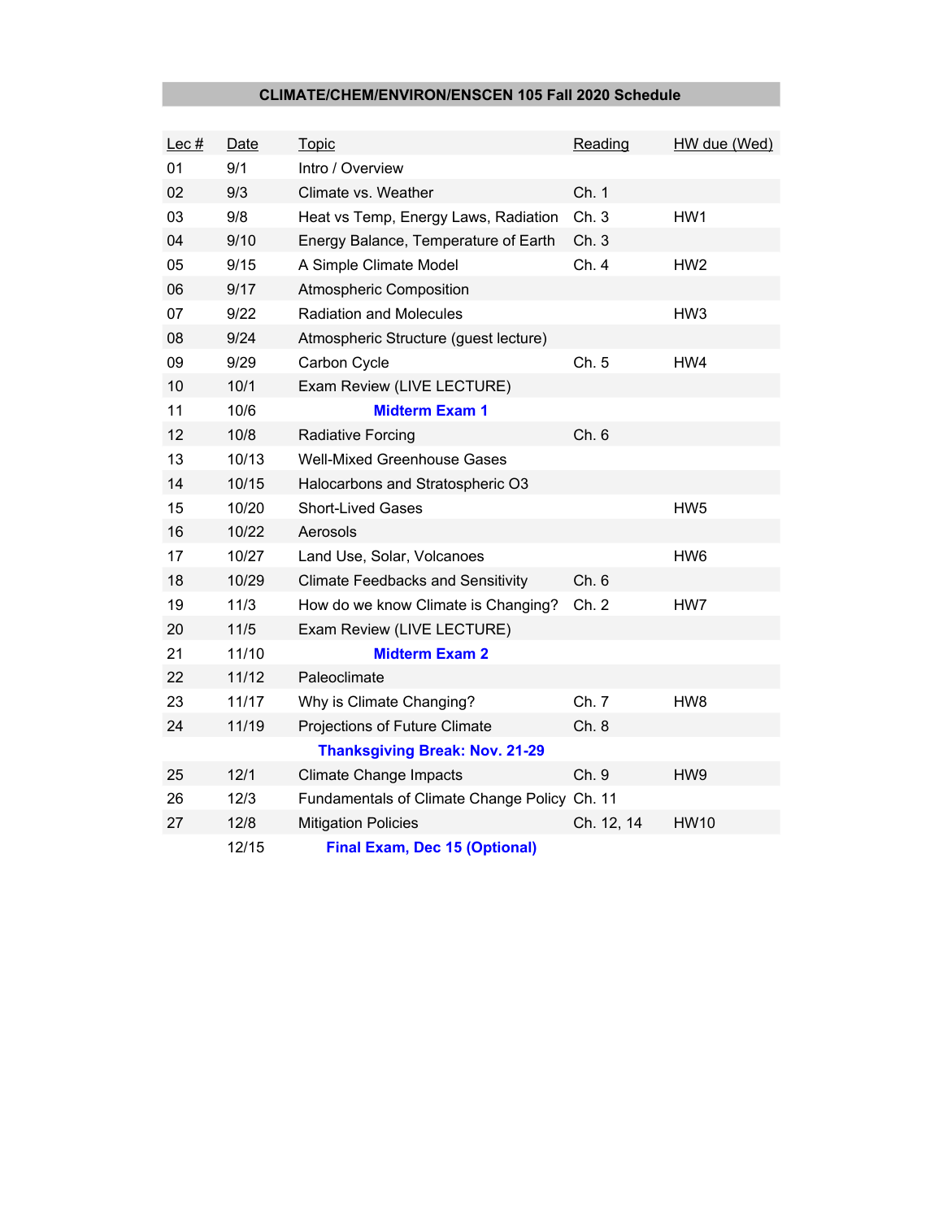## CLIMATE/CHEM/ENVIRON/ENSCEN 105 Fall 2020 Schedule

| Lec # | Date | Topic | Reading | HW due (Wed) |
|---|---|---|---|---|
| 01 | 9/1 | Intro / Overview | | |
| 02 | 9/3 | Climate vs. Weather | Ch. 1 | |
| 03 | 9/8 | Heat vs Temp, Energy Laws, Radiation | Ch. 3 | HW1 |
| 04 | 9/10 | Energy Balance, Temperature of Earth | Ch. 3 | |
| 05 | 9/15 | A Simple Climate Model | Ch. 4 | HW2 |
| 06 | 9/17 | Atmospheric Composition | | |
| 07 | 9/22 | Radiation and Molecules | | HW3 |
| 08 | 9/24 | Atmospheric Structure (guest lecture) | | |
| 09 | 9/29 | Carbon Cycle | Ch. 5 | HW4 |
| 10 | 10/1 | Exam Review (LIVE LECTURE) | | |
| 11 | 10/6 | **Midterm Exam 1** | | |
| 12 | 10/8 | Radiative Forcing | Ch. 6 | |
| 13 | 10/13 | Well-Mixed Greenhouse Gases | | |
| 14 | 10/15 | Halocarbons and Stratospheric O3 | | |
| 15 | 10/20 | Short-Lived Gases | | HW5 |
| 16 | 10/22 | Aerosols | | |
| 17 | 10/27 | Land Use, Solar, Volcanoes | | HW6 |
| 18 | 10/29 | Climate Feedbacks and Sensitivity | Ch. 6 | |
| 19 | 11/3 | How do we know Climate is Changing? | Ch. 2 | HW7 |
| 20 | 11/5 | Exam Review (LIVE LECTURE) | | |
| 21 | 11/10 | **Midterm Exam 2** | | |
| 22 | 11/12 | Paleoclimate | | |
| 23 | 11/17 | Why is Climate Changing? | Ch. 7 | HW8 |
| 24 | 11/19 | Projections of Future Climate | Ch. 8 | |
| | | **Thanksgiving Break: Nov. 21-29** | | |
| 25 | 12/1 | Climate Change Impacts | Ch. 9 | HW9 |
| 26 | 12/3 | Fundamentals of Climate Change Policy | Ch. 11 | |
| 27 | 12/8 | Mitigation Policies | Ch. 12, 14 | HW10 |
| | 12/15 | **Final Exam, Dec 15 (Optional)** | | |